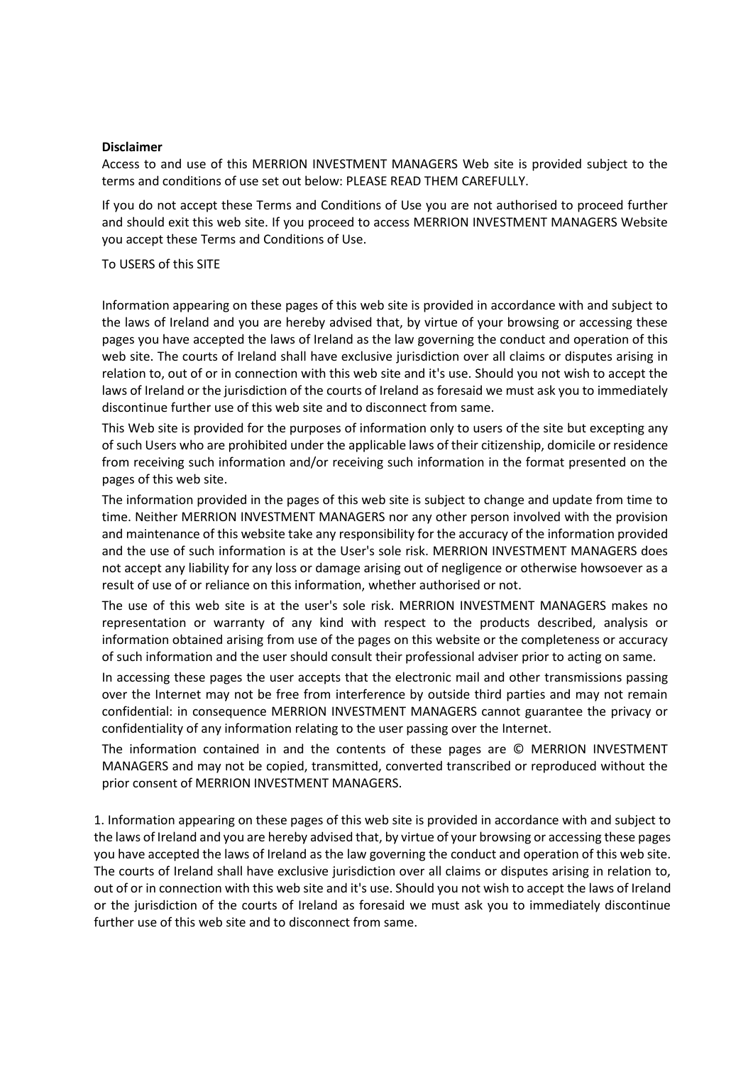**Disclaimer**

Access to and use of this MERRION INVESTMENT MANAGERS Web site is provided subject to the terms and conditions of use set out below: PLEASE READ THEM CAREFULLY.

If you do not accept these Terms and Conditions of Use you are not authorised to proceed further and should exit this web site. If you proceed to access MERRION INVESTMENT MANAGERS Website you accept these Terms and Conditions of Use.

To USERS of this SITE

Information appearing on these pages of this web site is provided in accordance with and subject to the laws of Ireland and you are hereby advised that, by virtue of your browsing or accessing these pages you have accepted the laws of Ireland as the law governing the conduct and operation of this web site. The courts of Ireland shall have exclusive jurisdiction over all claims or disputes arising in relation to, out of or in connection with this web site and it's use. Should you not wish to accept the laws of Ireland or the jurisdiction of the courts of Ireland as foresaid we must ask you to immediately discontinue further use of this web site and to disconnect from same.

This Web site is provided for the purposes of information only to users of the site but excepting any of such Users who are prohibited under the applicable laws of their citizenship, domicile or residence from receiving such information and/or receiving such information in the format presented on the pages of this web site.

The information provided in the pages of this web site is subject to change and update from time to time. Neither MERRION INVESTMENT MANAGERS nor any other person involved with the provision and maintenance of this website take any responsibility for the accuracy of the information provided and the use of such information is at the User's sole risk. MERRION INVESTMENT MANAGERS does not accept any liability for any loss or damage arising out of negligence or otherwise howsoever as a result of use of or reliance on this information, whether authorised or not.

The use of this web site is at the user's sole risk. MERRION INVESTMENT MANAGERS makes no representation or warranty of any kind with respect to the products described, analysis or information obtained arising from use of the pages on this website or the completeness or accuracy of such information and the user should consult their professional adviser prior to acting on same.

In accessing these pages the user accepts that the electronic mail and other transmissions passing over the Internet may not be free from interference by outside third parties and may not remain confidential: in consequence MERRION INVESTMENT MANAGERS cannot guarantee the privacy or confidentiality of any information relating to the user passing over the Internet.

The information contained in and the contents of these pages are © MERRION INVESTMENT MANAGERS and may not be copied, transmitted, converted transcribed or reproduced without the prior consent of MERRION INVESTMENT MANAGERS.

1. Information appearing on these pages of this web site is provided in accordance with and subject to the laws of Ireland and you are hereby advised that, by virtue of your browsing or accessing these pages you have accepted the laws of Ireland as the law governing the conduct and operation of this web site. The courts of Ireland shall have exclusive jurisdiction over all claims or disputes arising in relation to, out of or in connection with this web site and it's use. Should you not wish to accept the laws of Ireland or the jurisdiction of the courts of Ireland as foresaid we must ask you to immediately discontinue further use of this web site and to disconnect from same.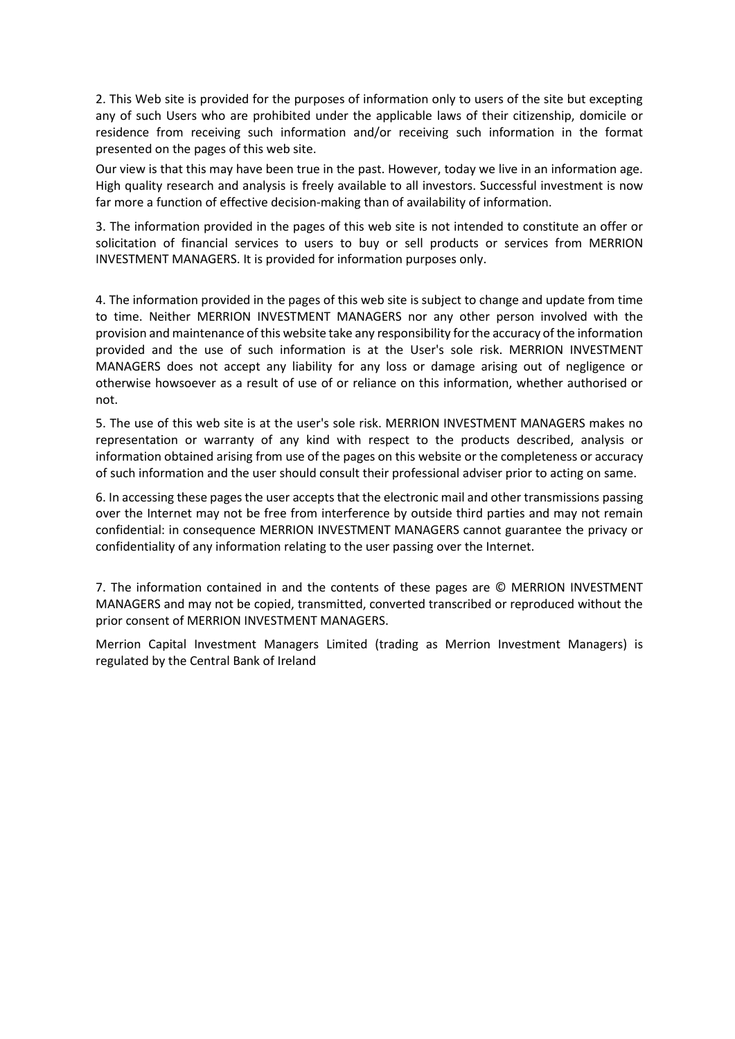2. This Web site is provided for the purposes of information only to users of the site but excepting any of such Users who are prohibited under the applicable laws of their citizenship, domicile or residence from receiving such information and/or receiving such information in the format presented on the pages of this web site.

Our view is that this may have been true in the past. However, today we live in an information age. High quality research and analysis is freely available to all investors. Successful investment is now far more a function of effective decision-making than of availability of information.

3. The information provided in the pages of this web site is not intended to constitute an offer or solicitation of financial services to users to buy or sell products or services from MERRION INVESTMENT MANAGERS. It is provided for information purposes only.

4. The information provided in the pages of this web site is subject to change and update from time to time. Neither MERRION INVESTMENT MANAGERS nor any other person involved with the provision and maintenance of this website take any responsibility for the accuracy of the information provided and the use of such information is at the User's sole risk. MERRION INVESTMENT MANAGERS does not accept any liability for any loss or damage arising out of negligence or otherwise howsoever as a result of use of or reliance on this information, whether authorised or not.

5. The use of this web site is at the user's sole risk. MERRION INVESTMENT MANAGERS makes no representation or warranty of any kind with respect to the products described, analysis or information obtained arising from use of the pages on this website or the completeness or accuracy of such information and the user should consult their professional adviser prior to acting on same.

6. In accessing these pages the user accepts that the electronic mail and other transmissions passing over the Internet may not be free from interference by outside third parties and may not remain confidential: in consequence MERRION INVESTMENT MANAGERS cannot guarantee the privacy or confidentiality of any information relating to the user passing over the Internet.

7. The information contained in and the contents of these pages are © MERRION INVESTMENT MANAGERS and may not be copied, transmitted, converted transcribed or reproduced without the prior consent of MERRION INVESTMENT MANAGERS.

Merrion Capital Investment Managers Limited (trading as Merrion Investment Managers) is regulated by the Central Bank of Ireland